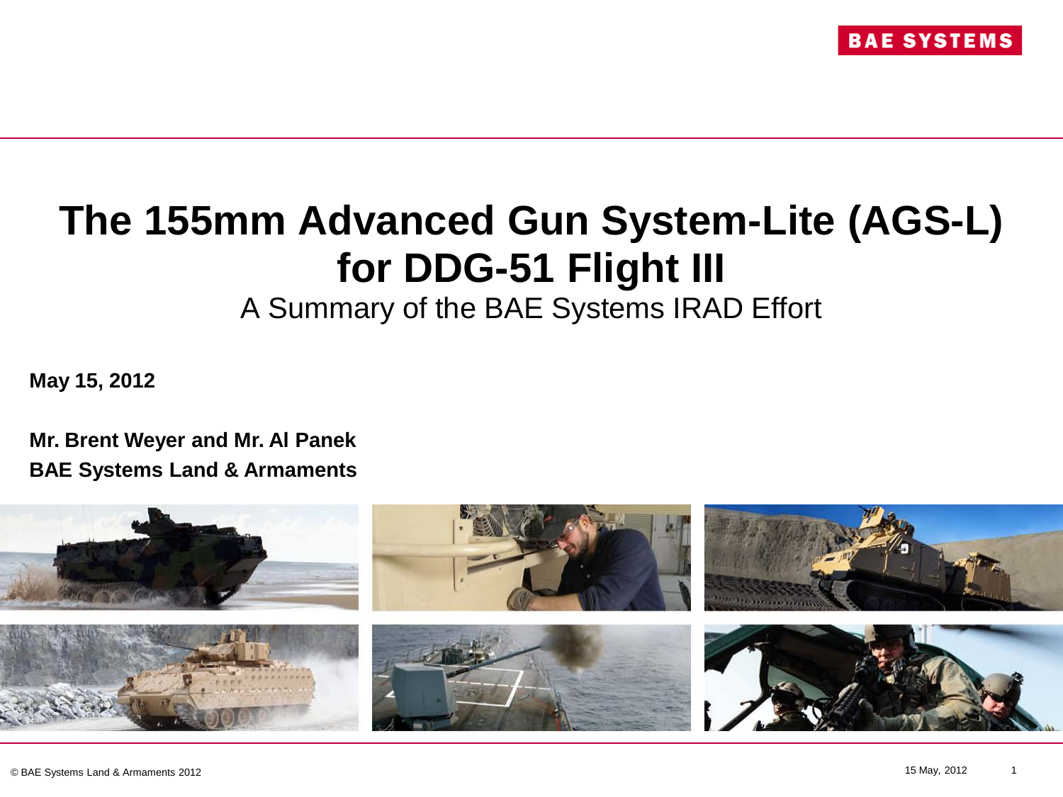BAE SYSTEMS

# The 155mm Advanced Gun System-Lite (AGS-L) for DDG-51 Flight III

## A Summary of the BAE Systems IRAD Effort

**May 15, 2012**

**Mr. Brent Weyer and Mr. Al Panek**
**BAE Systems Land & Armaments**

© BAE Systems Land & Armaments 2012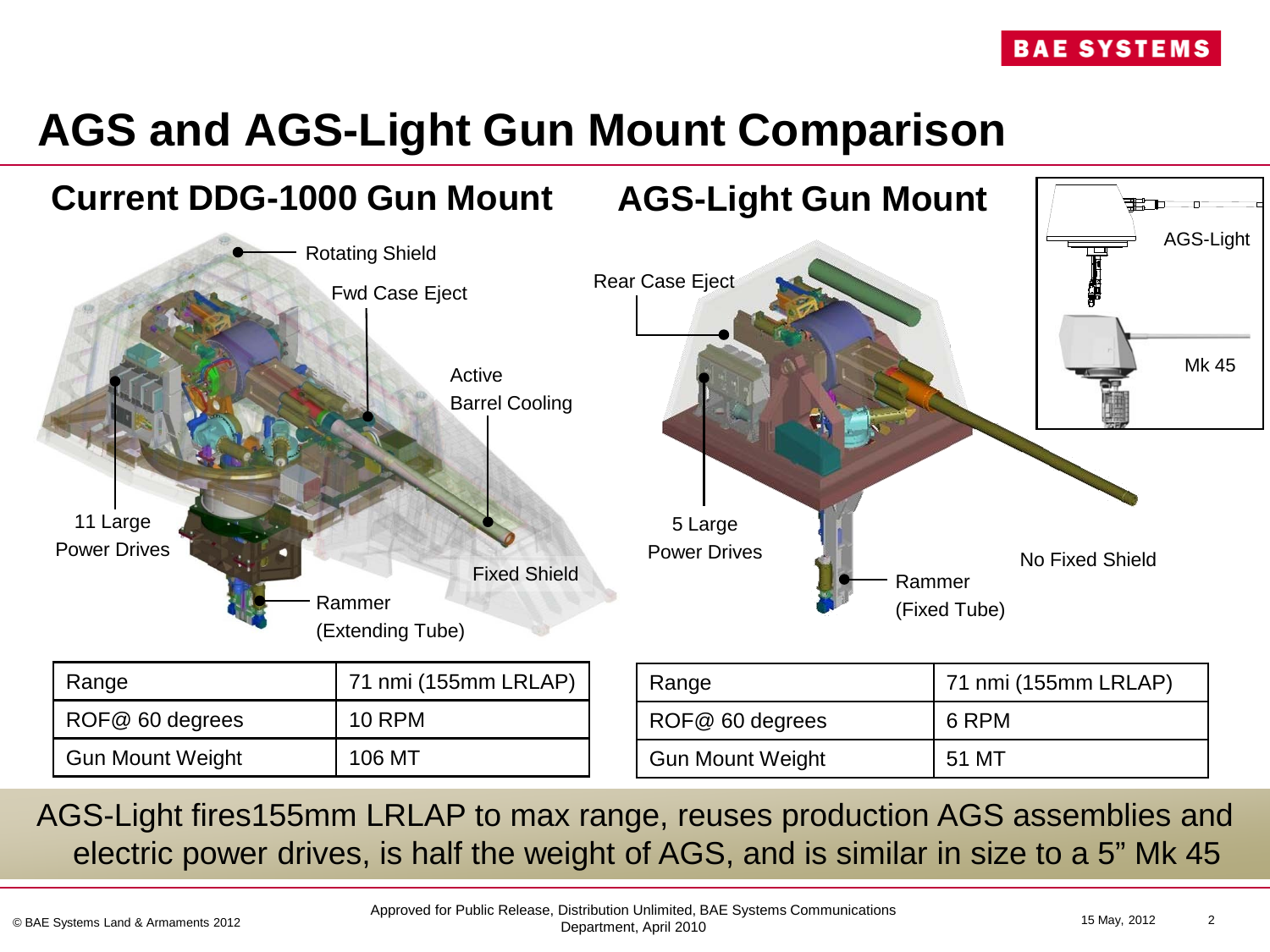# AGS and AGS-Light Gun Mount Comparison

## Current DDG-1000 Gun Mount

Rotating Shield

Fwd Case Eject

Active Barrel Cooling

11 Large Power Drives

Fixed Shield

Rammer (Extending Tube)

| Range | 71 nmi (155mm LRLAP) |
|---|---|
| ROF@ 60 degrees | 10 RPM |
| Gun Mount Weight | 106 MT |

## AGS-Light Gun Mount

AGS-Light

Mk 45

Rear Case Eject

5 Large Power Drives

No Fixed Shield

Rammer (Fixed Tube)

| Range | 71 nmi (155mm LRLAP) |
|---|---|
| ROF@ 60 degrees | 6 RPM |
| Gun Mount Weight | 51 MT |

AGS-Light fires155mm LRLAP to max range, reuses production AGS assemblies and electric power drives, is half the weight of AGS, and is similar in size to a 5" Mk 45

© BAE Systems Land & Armaments 2012

Approved for Public Release, Distribution Unlimited, BAE Systems Communications Department, April 2010

15 May, 2012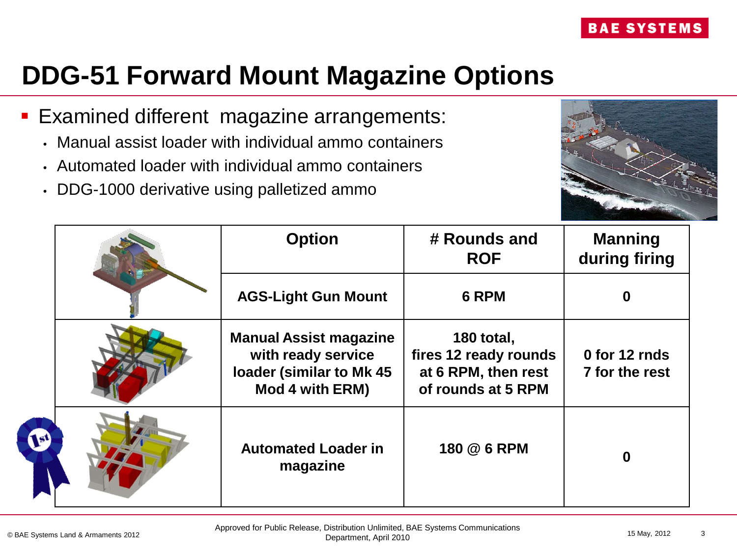# DDG-51 Forward Mount Magazine Options

- Examined different magazine arrangements:
  - Manual assist loader with individual ammo containers
  - Automated loader with individual ammo containers
  - DDG-1000 derivative using palletized ammo

| | Option | # Rounds and ROF | Manning during firing |
|---|---|---|---|
| | **AGS-Light Gun Mount** | **6 RPM** | **0** |
| | **Manual Assist magazine with ready service loader (similar to Mk 45 Mod 4 with ERM)** | **180 total, fires 12 ready rounds at 6 RPM, then rest of rounds at 5 RPM** | **0 for 12 rnds 7 for the rest** |
| 1st | **Automated Loader in magazine** | **180 @ 6 RPM** | **0** |

© BAE Systems Land & Armaments 2012

Approved for Public Release, Distribution Unlimited, BAE Systems Communications Department, April 2010

15 May, 2012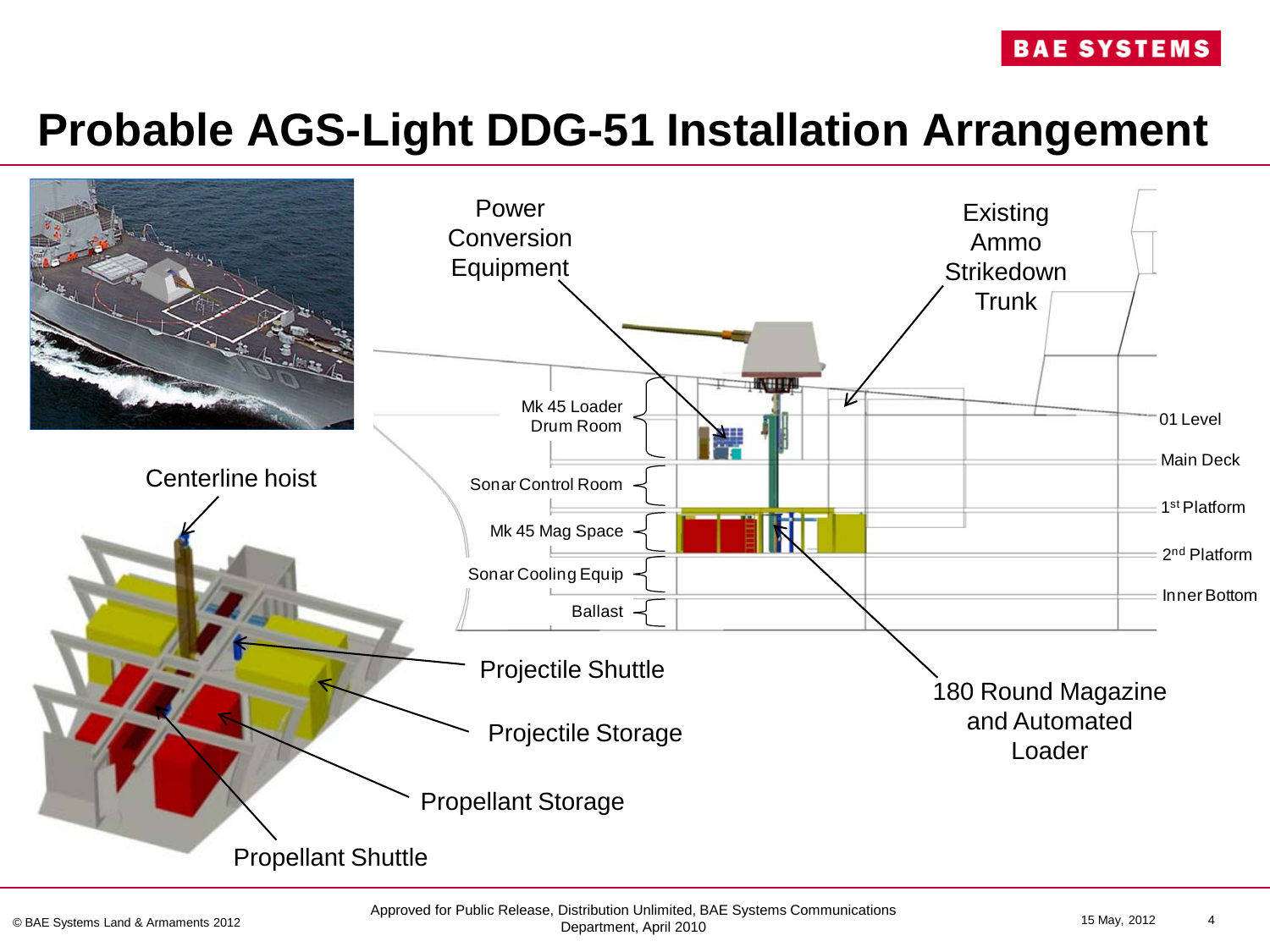# Probable AGS-Light DDG-51 Installation Arrangement

Power Conversion Equipment

Existing Ammo Strikedown Trunk

Mk 45 Loader Drum Room

Sonar Control Room

Mk 45 Mag Space

Sonar Cooling Equip

Ballast

01 Level

Main Deck

1st Platform

2nd Platform

Inner Bottom

Centerline hoist

Projectile Shuttle

Projectile Storage

Propellant Storage

Propellant Shuttle

180 Round Magazine and Automated Loader

Approved for Public Release, Distribution Unlimited, BAE Systems Communications Department, April 2010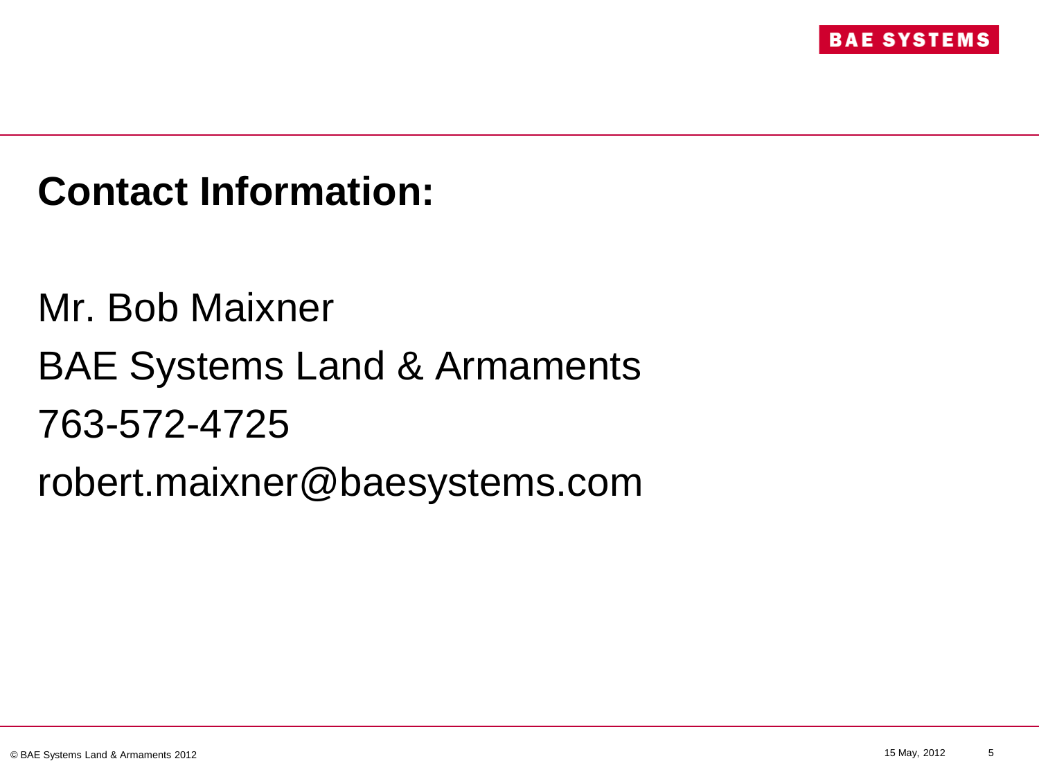## Contact Information:

Mr. Bob Maixner

BAE Systems Land & Armaments

763-572-4725

robert.maixner@baesystems.com